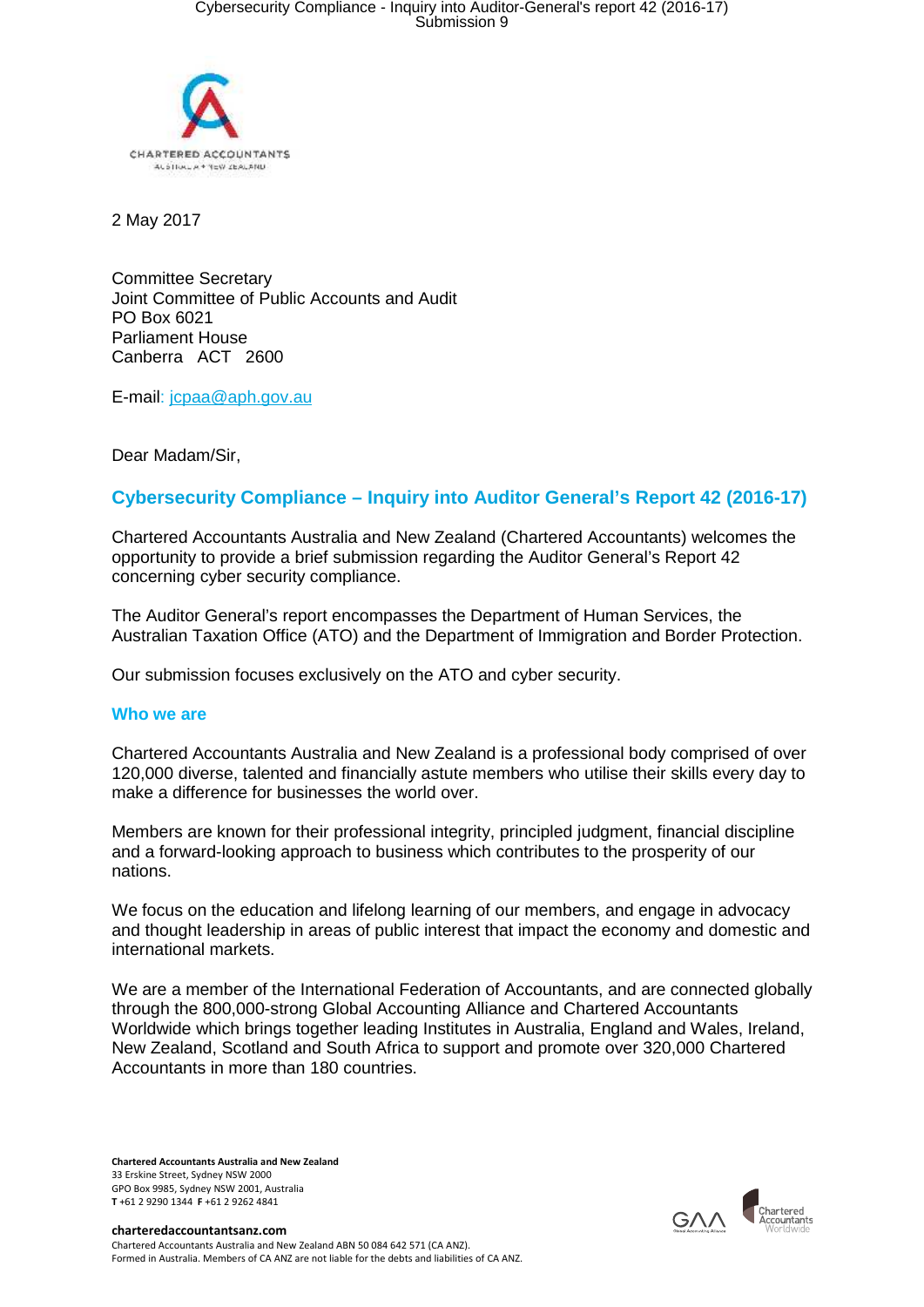2 May 2017

Committee Secretary
Joint Committee of Public Accounts and Audit
PO Box 6021
Parliament House
Canberra ACT 2600

E-mail: jcpaa@aph.gov.au

Dear Madam/Sir,

## Cybersecurity Compliance – Inquiry into Auditor General's Report 42 (2016-17)

Chartered Accountants Australia and New Zealand (Chartered Accountants) welcomes the opportunity to provide a brief submission regarding the Auditor General's Report 42 concerning cyber security compliance.

The Auditor General's report encompasses the Department of Human Services, the Australian Taxation Office (ATO) and the Department of Immigration and Border Protection.

Our submission focuses exclusively on the ATO and cyber security.

### Who we are

Chartered Accountants Australia and New Zealand is a professional body comprised of over 120,000 diverse, talented and financially astute members who utilise their skills every day to make a difference for businesses the world over.

Members are known for their professional integrity, principled judgment, financial discipline and a forward-looking approach to business which contributes to the prosperity of our nations.

We focus on the education and lifelong learning of our members, and engage in advocacy and thought leadership in areas of public interest that impact the economy and domestic and international markets.

We are a member of the International Federation of Accountants, and are connected globally through the 800,000-strong Global Accounting Alliance and Chartered Accountants Worldwide which brings together leading Institutes in Australia, England and Wales, Ireland, New Zealand, Scotland and South Africa to support and promote over 320,000 Chartered Accountants in more than 180 countries.

**Chartered Accountants Australia and New Zealand**
33 Erskine Street, Sydney NSW 2000
GPO Box 9985, Sydney NSW 2001, Australia
**T** +61 2 9290 1344 **F** +61 2 9262 4841

**charteredaccountantsanz.com**
Chartered Accountants Australia and New Zealand ABN 50 084 642 571 (CA ANZ).
Formed in Australia. Members of CA ANZ are not liable for the debts and liabilities of CA ANZ.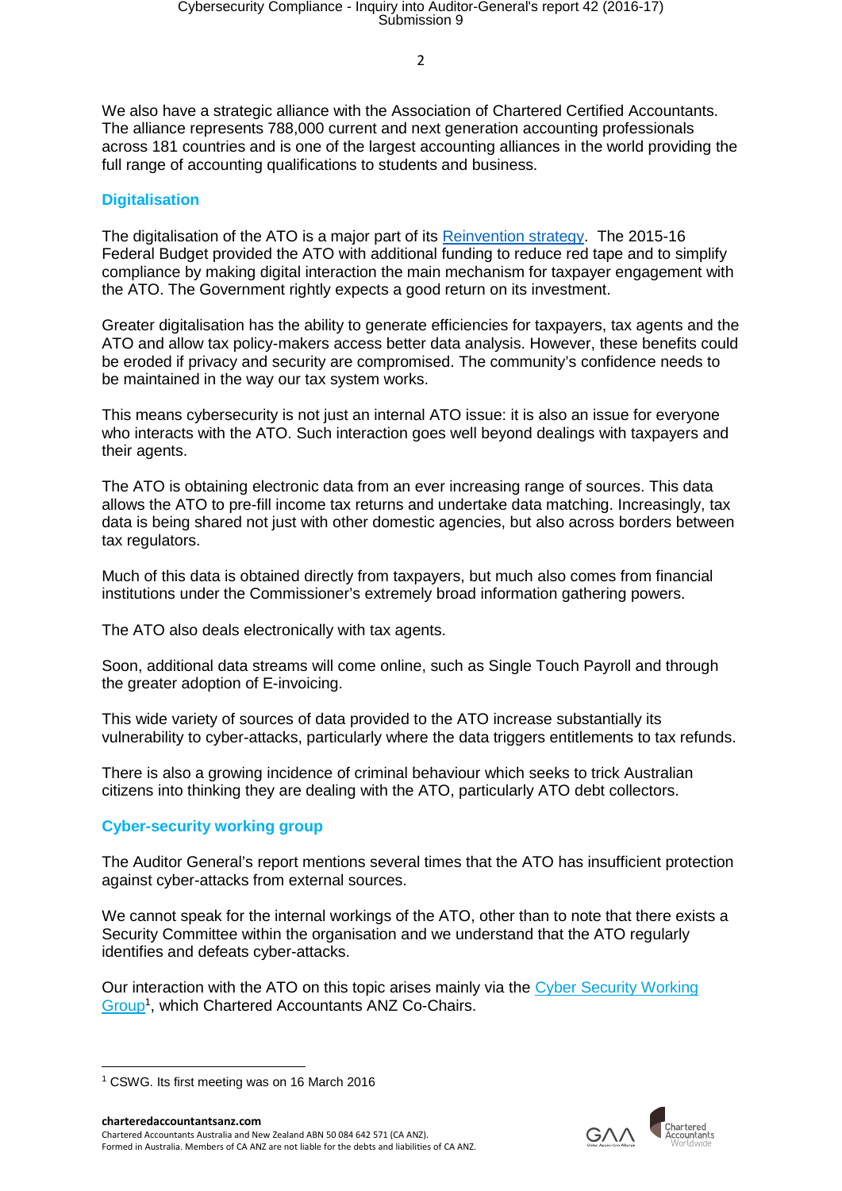We also have a strategic alliance with the Association of Chartered Certified Accountants. The alliance represents 788,000 current and next generation accounting professionals across 181 countries and is one of the largest accounting alliances in the world providing the full range of accounting qualifications to students and business.

## Digitalisation

The digitalisation of the ATO is a major part of its Reinvention strategy. The 2015-16 Federal Budget provided the ATO with additional funding to reduce red tape and to simplify compliance by making digital interaction the main mechanism for taxpayer engagement with the ATO. The Government rightly expects a good return on its investment.

Greater digitalisation has the ability to generate efficiencies for taxpayers, tax agents and the ATO and allow tax policy-makers access better data analysis. However, these benefits could be eroded if privacy and security are compromised. The community's confidence needs to be maintained in the way our tax system works.

This means cybersecurity is not just an internal ATO issue: it is also an issue for everyone who interacts with the ATO. Such interaction goes well beyond dealings with taxpayers and their agents.

The ATO is obtaining electronic data from an ever increasing range of sources. This data allows the ATO to pre-fill income tax returns and undertake data matching. Increasingly, tax data is being shared not just with other domestic agencies, but also across borders between tax regulators.

Much of this data is obtained directly from taxpayers, but much also comes from financial institutions under the Commissioner's extremely broad information gathering powers.

The ATO also deals electronically with tax agents.

Soon, additional data streams will come online, such as Single Touch Payroll and through the greater adoption of E-invoicing.

This wide variety of sources of data provided to the ATO increase substantially its vulnerability to cyber-attacks, particularly where the data triggers entitlements to tax refunds.

There is also a growing incidence of criminal behaviour which seeks to trick Australian citizens into thinking they are dealing with the ATO, particularly ATO debt collectors.

## Cyber-security working group

The Auditor General's report mentions several times that the ATO has insufficient protection against cyber-attacks from external sources.

We cannot speak for the internal workings of the ATO, other than to note that there exists a Security Committee within the organisation and we understand that the ATO regularly identifies and defeats cyber-attacks.

Our interaction with the ATO on this topic arises mainly via the Cyber Security Working Group[1], which Chartered Accountants ANZ Co-Chairs.

[1] CSWG. Its first meeting was on 16 March 2016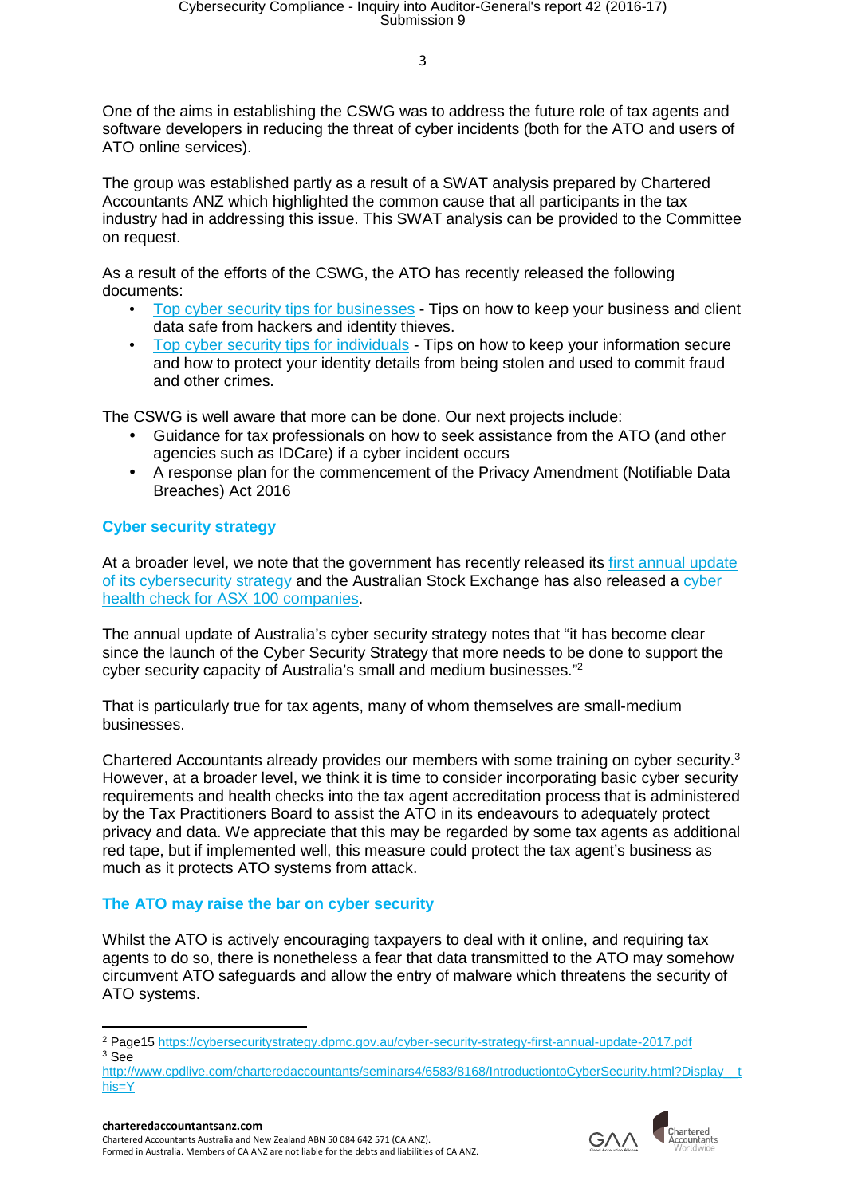One of the aims in establishing the CSWG was to address the future role of tax agents and software developers in reducing the threat of cyber incidents (both for the ATO and users of ATO online services).

The group was established partly as a result of a SWAT analysis prepared by Chartered Accountants ANZ which highlighted the common cause that all participants in the tax industry had in addressing this issue. This SWAT analysis can be provided to the Committee on request.

As a result of the efforts of the CSWG, the ATO has recently released the following documents:

- Top cyber security tips for businesses - Tips on how to keep your business and client data safe from hackers and identity thieves.
- Top cyber security tips for individuals - Tips on how to keep your information secure and how to protect your identity details from being stolen and used to commit fraud and other crimes.

The CSWG is well aware that more can be done. Our next projects include:

- Guidance for tax professionals on how to seek assistance from the ATO (and other agencies such as IDCare) if a cyber incident occurs
- A response plan for the commencement of the Privacy Amendment (Notifiable Data Breaches) Act 2016

## Cyber security strategy

At a broader level, we note that the government has recently released its first annual update of its cybersecurity strategy and the Australian Stock Exchange has also released a cyber health check for ASX 100 companies.

The annual update of Australia's cyber security strategy notes that "it has become clear since the launch of the Cyber Security Strategy that more needs to be done to support the cyber security capacity of Australia's small and medium businesses."[2]

That is particularly true for tax agents, many of whom themselves are small-medium businesses.

Chartered Accountants already provides our members with some training on cyber security.[3] However, at a broader level, we think it is time to consider incorporating basic cyber security requirements and health checks into the tax agent accreditation process that is administered by the Tax Practitioners Board to assist the ATO in its endeavours to adequately protect privacy and data. We appreciate that this may be regarded by some tax agents as additional red tape, but if implemented well, this measure could protect the tax agent's business as much as it protects ATO systems from attack.

## The ATO may raise the bar on cyber security

Whilst the ATO is actively encouraging taxpayers to deal with it online, and requiring tax agents to do so, there is nonetheless a fear that data transmitted to the ATO may somehow circumvent ATO safeguards and allow the entry of malware which threatens the security of ATO systems.

---

[2] Page15 https://cybersecuritystrategy.dpmc.gov.au/cyber-security-strategy-first-annual-update-2017.pdf

[3] See http://www.cpdlive.com/charteredaccountants/seminars4/6583/8168/IntroductiontoCyberSecurity.html?Display_this=Y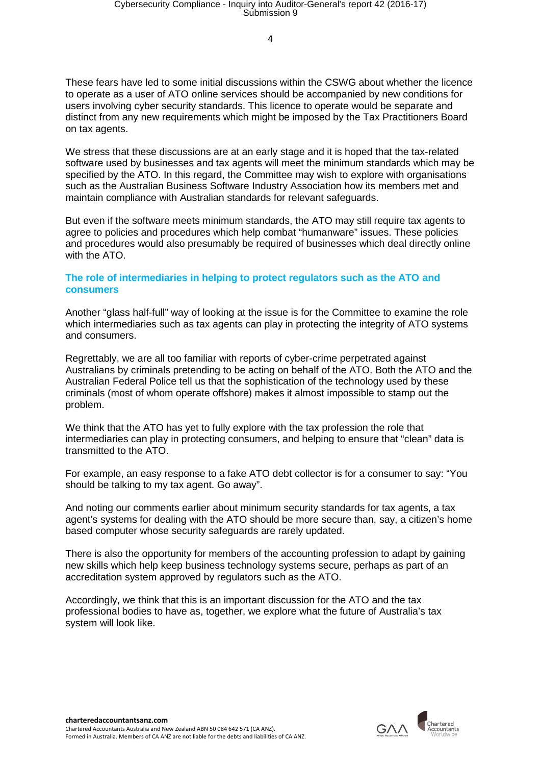These fears have led to some initial discussions within the CSWG about whether the licence to operate as a user of ATO online services should be accompanied by new conditions for users involving cyber security standards. This licence to operate would be separate and distinct from any new requirements which might be imposed by the Tax Practitioners Board on tax agents.

We stress that these discussions are at an early stage and it is hoped that the tax-related software used by businesses and tax agents will meet the minimum standards which may be specified by the ATO. In this regard, the Committee may wish to explore with organisations such as the Australian Business Software Industry Association how its members met and maintain compliance with Australian standards for relevant safeguards.

But even if the software meets minimum standards, the ATO may still require tax agents to agree to policies and procedures which help combat "humanware" issues. These policies and procedures would also presumably be required of businesses which deal directly online with the ATO.

### The role of intermediaries in helping to protect regulators such as the ATO and consumers

Another "glass half-full" way of looking at the issue is for the Committee to examine the role which intermediaries such as tax agents can play in protecting the integrity of ATO systems and consumers.

Regrettably, we are all too familiar with reports of cyber-crime perpetrated against Australians by criminals pretending to be acting on behalf of the ATO. Both the ATO and the Australian Federal Police tell us that the sophistication of the technology used by these criminals (most of whom operate offshore) makes it almost impossible to stamp out the problem.

We think that the ATO has yet to fully explore with the tax profession the role that intermediaries can play in protecting consumers, and helping to ensure that "clean" data is transmitted to the ATO.

For example, an easy response to a fake ATO debt collector is for a consumer to say: "You should be talking to my tax agent. Go away".

And noting our comments earlier about minimum security standards for tax agents, a tax agent's systems for dealing with the ATO should be more secure than, say, a citizen's home based computer whose security safeguards are rarely updated.

There is also the opportunity for members of the accounting profession to adapt by gaining new skills which help keep business technology systems secure, perhaps as part of an accreditation system approved by regulators such as the ATO.

Accordingly, we think that this is an important discussion for the ATO and the tax professional bodies to have as, together, we explore what the future of Australia's tax system will look like.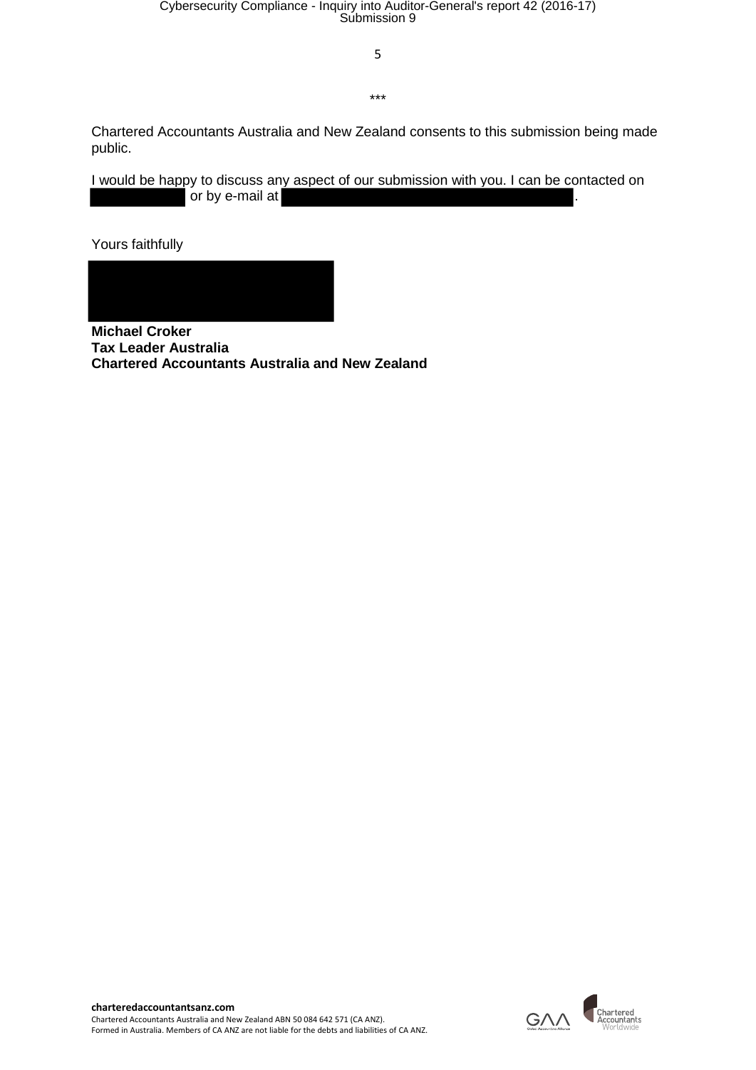\*\*\*

Chartered Accountants Australia and New Zealand consents to this submission being made public.

I would be happy to discuss any aspect of our submission with you. I can be contacted on or by e-mail at .

Yours faithfully

**Michael Croker**
**Tax Leader Australia**
**Chartered Accountants Australia and New Zealand**

**charteredaccountantsanz.com**
Chartered Accountants Australia and New Zealand ABN 50 084 642 571 (CA ANZ).
Formed in Australia. Members of CA ANZ are not liable for the debts and liabilities of CA ANZ.